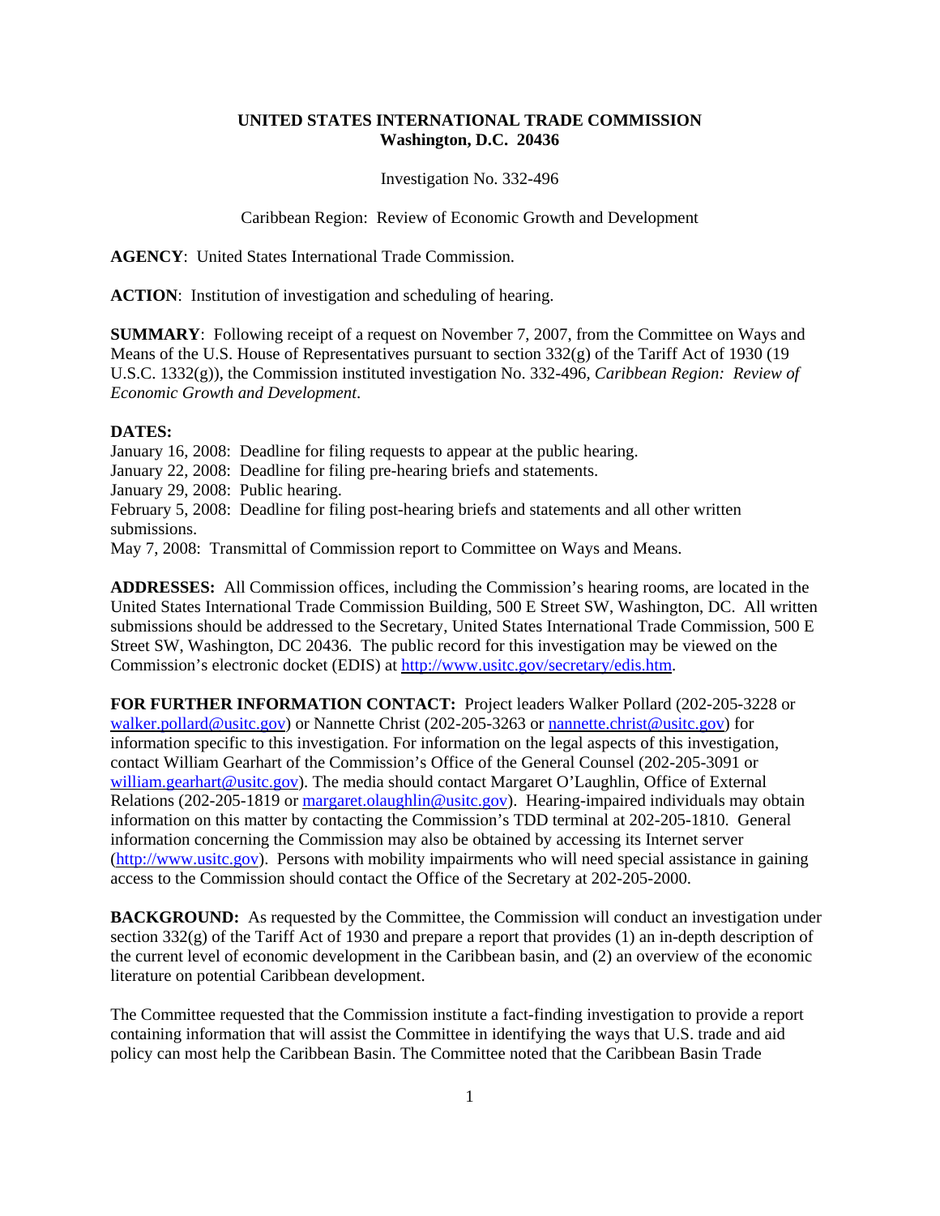**UNITED STATES INTERNATIONAL TRADE COMMISSION**
**Washington, D.C. 20436**

Investigation No. 332-496

Caribbean Region: Review of Economic Growth and Development

**AGENCY**: United States International Trade Commission.

**ACTION**: Institution of investigation and scheduling of hearing.

**SUMMARY**: Following receipt of a request on November 7, 2007, from the Committee on Ways and Means of the U.S. House of Representatives pursuant to section 332(g) of the Tariff Act of 1930 (19 U.S.C. 1332(g)), the Commission instituted investigation No. 332-496, *Caribbean Region: Review of Economic Growth and Development*.

**DATES:**

January 16, 2008: Deadline for filing requests to appear at the public hearing.
January 22, 2008: Deadline for filing pre-hearing briefs and statements.
January 29, 2008: Public hearing.
February 5, 2008: Deadline for filing post-hearing briefs and statements and all other written submissions.
May 7, 2008: Transmittal of Commission report to Committee on Ways and Means.

**ADDRESSES:** All Commission offices, including the Commission's hearing rooms, are located in the United States International Trade Commission Building, 500 E Street SW, Washington, DC. All written submissions should be addressed to the Secretary, United States International Trade Commission, 500 E Street SW, Washington, DC 20436. The public record for this investigation may be viewed on the Commission's electronic docket (EDIS) at http://www.usitc.gov/secretary/edis.htm.

**FOR FURTHER INFORMATION CONTACT:** Project leaders Walker Pollard (202-205-3228 or walker.pollard@usitc.gov) or Nannette Christ (202-205-3263 or nannette.christ@usitc.gov) for information specific to this investigation. For information on the legal aspects of this investigation, contact William Gearhart of the Commission's Office of the General Counsel (202-205-3091 or william.gearhart@usitc.gov). The media should contact Margaret O'Laughlin, Office of External Relations (202-205-1819 or margaret.olaughlin@usitc.gov). Hearing-impaired individuals may obtain information on this matter by contacting the Commission's TDD terminal at 202-205-1810. General information concerning the Commission may also be obtained by accessing its Internet server (http://www.usitc.gov). Persons with mobility impairments who will need special assistance in gaining access to the Commission should contact the Office of the Secretary at 202-205-2000.

**BACKGROUND:** As requested by the Committee, the Commission will conduct an investigation under section 332(g) of the Tariff Act of 1930 and prepare a report that provides (1) an in-depth description of the current level of economic development in the Caribbean basin, and (2) an overview of the economic literature on potential Caribbean development.

The Committee requested that the Commission institute a fact-finding investigation to provide a report containing information that will assist the Committee in identifying the ways that U.S. trade and aid policy can most help the Caribbean Basin. The Committee noted that the Caribbean Basin Trade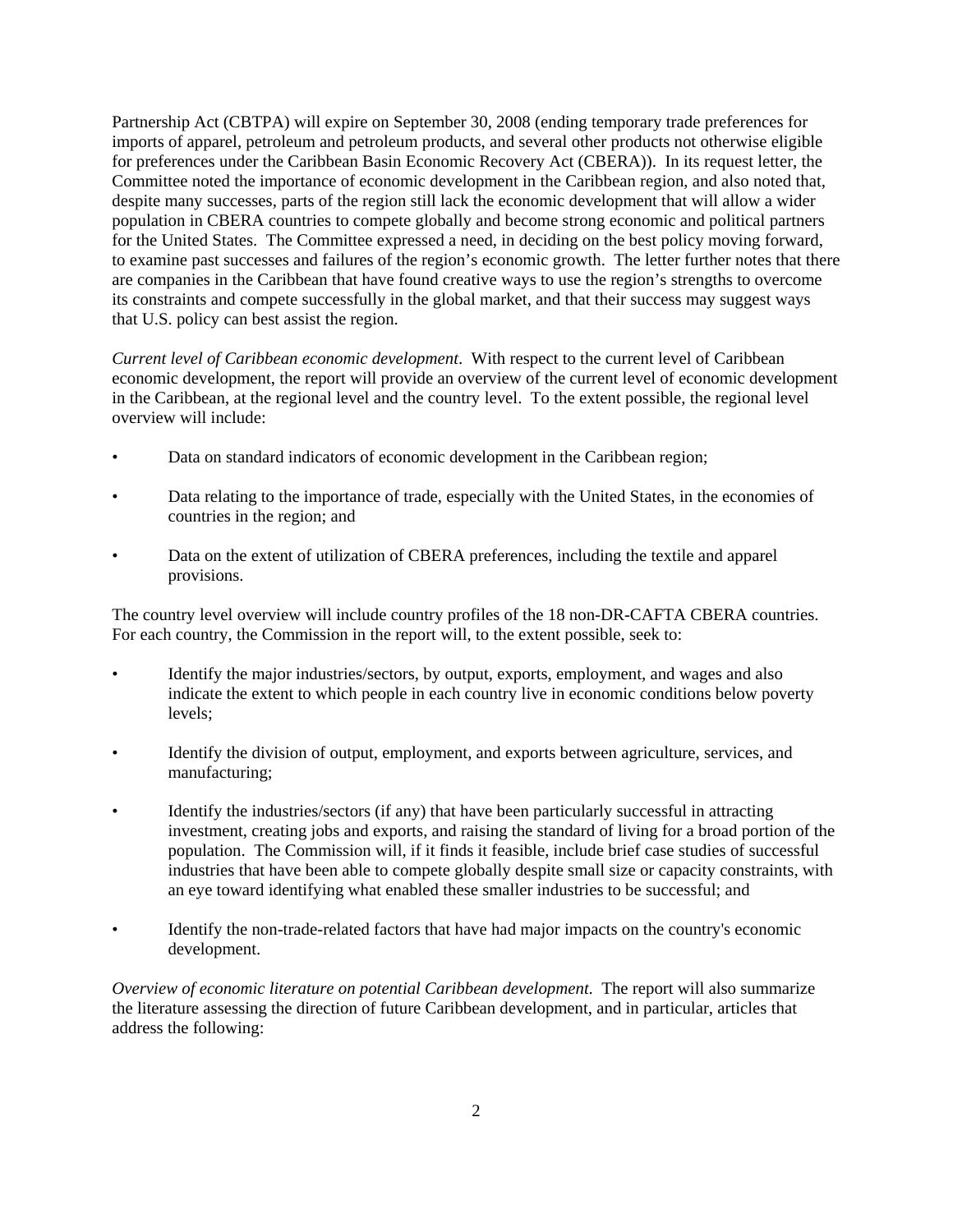Partnership Act (CBTPA) will expire on September 30, 2008 (ending temporary trade preferences for imports of apparel, petroleum and petroleum products, and several other products not otherwise eligible for preferences under the Caribbean Basin Economic Recovery Act (CBERA)). In its request letter, the Committee noted the importance of economic development in the Caribbean region, and also noted that, despite many successes, parts of the region still lack the economic development that will allow a wider population in CBERA countries to compete globally and become strong economic and political partners for the United States. The Committee expressed a need, in deciding on the best policy moving forward, to examine past successes and failures of the region's economic growth. The letter further notes that there are companies in the Caribbean that have found creative ways to use the region's strengths to overcome its constraints and compete successfully in the global market, and that their success may suggest ways that U.S. policy can best assist the region.

*Current level of Caribbean economic development*. With respect to the current level of Caribbean economic development, the report will provide an overview of the current level of economic development in the Caribbean, at the regional level and the country level. To the extent possible, the regional level overview will include:

- Data on standard indicators of economic development in the Caribbean region;
- Data relating to the importance of trade, especially with the United States, in the economies of countries in the region; and
- Data on the extent of utilization of CBERA preferences, including the textile and apparel provisions.

The country level overview will include country profiles of the 18 non-DR-CAFTA CBERA countries. For each country, the Commission in the report will, to the extent possible, seek to:

- Identify the major industries/sectors, by output, exports, employment, and wages and also indicate the extent to which people in each country live in economic conditions below poverty levels;
- Identify the division of output, employment, and exports between agriculture, services, and manufacturing;
- Identify the industries/sectors (if any) that have been particularly successful in attracting investment, creating jobs and exports, and raising the standard of living for a broad portion of the population. The Commission will, if it finds it feasible, include brief case studies of successful industries that have been able to compete globally despite small size or capacity constraints, with an eye toward identifying what enabled these smaller industries to be successful; and
- Identify the non-trade-related factors that have had major impacts on the country's economic development.

*Overview of economic literature on potential Caribbean development.* The report will also summarize the literature assessing the direction of future Caribbean development, and in particular, articles that address the following: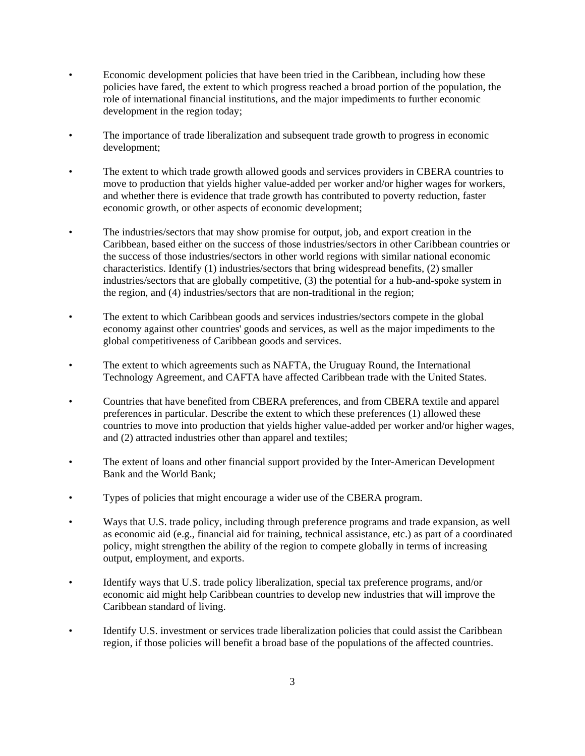- Economic development policies that have been tried in the Caribbean, including how these policies have fared, the extent to which progress reached a broad portion of the population, the role of international financial institutions, and the major impediments to further economic development in the region today;

- The importance of trade liberalization and subsequent trade growth to progress in economic development;

- The extent to which trade growth allowed goods and services providers in CBERA countries to move to production that yields higher value-added per worker and/or higher wages for workers, and whether there is evidence that trade growth has contributed to poverty reduction, faster economic growth, or other aspects of economic development;

- The industries/sectors that may show promise for output, job, and export creation in the Caribbean, based either on the success of those industries/sectors in other Caribbean countries or the success of those industries/sectors in other world regions with similar national economic characteristics. Identify (1) industries/sectors that bring widespread benefits, (2) smaller industries/sectors that are globally competitive, (3) the potential for a hub-and-spoke system in the region, and (4) industries/sectors that are non-traditional in the region;

- The extent to which Caribbean goods and services industries/sectors compete in the global economy against other countries' goods and services, as well as the major impediments to the global competitiveness of Caribbean goods and services.

- The extent to which agreements such as NAFTA, the Uruguay Round, the International Technology Agreement, and CAFTA have affected Caribbean trade with the United States.

- Countries that have benefited from CBERA preferences, and from CBERA textile and apparel preferences in particular. Describe the extent to which these preferences (1) allowed these countries to move into production that yields higher value-added per worker and/or higher wages, and (2) attracted industries other than apparel and textiles;

- The extent of loans and other financial support provided by the Inter-American Development Bank and the World Bank;

- Types of policies that might encourage a wider use of the CBERA program.

- Ways that U.S. trade policy, including through preference programs and trade expansion, as well as economic aid (e.g., financial aid for training, technical assistance, etc.) as part of a coordinated policy, might strengthen the ability of the region to compete globally in terms of increasing output, employment, and exports.

- Identify ways that U.S. trade policy liberalization, special tax preference programs, and/or economic aid might help Caribbean countries to develop new industries that will improve the Caribbean standard of living.

- Identify U.S. investment or services trade liberalization policies that could assist the Caribbean region, if those policies will benefit a broad base of the populations of the affected countries.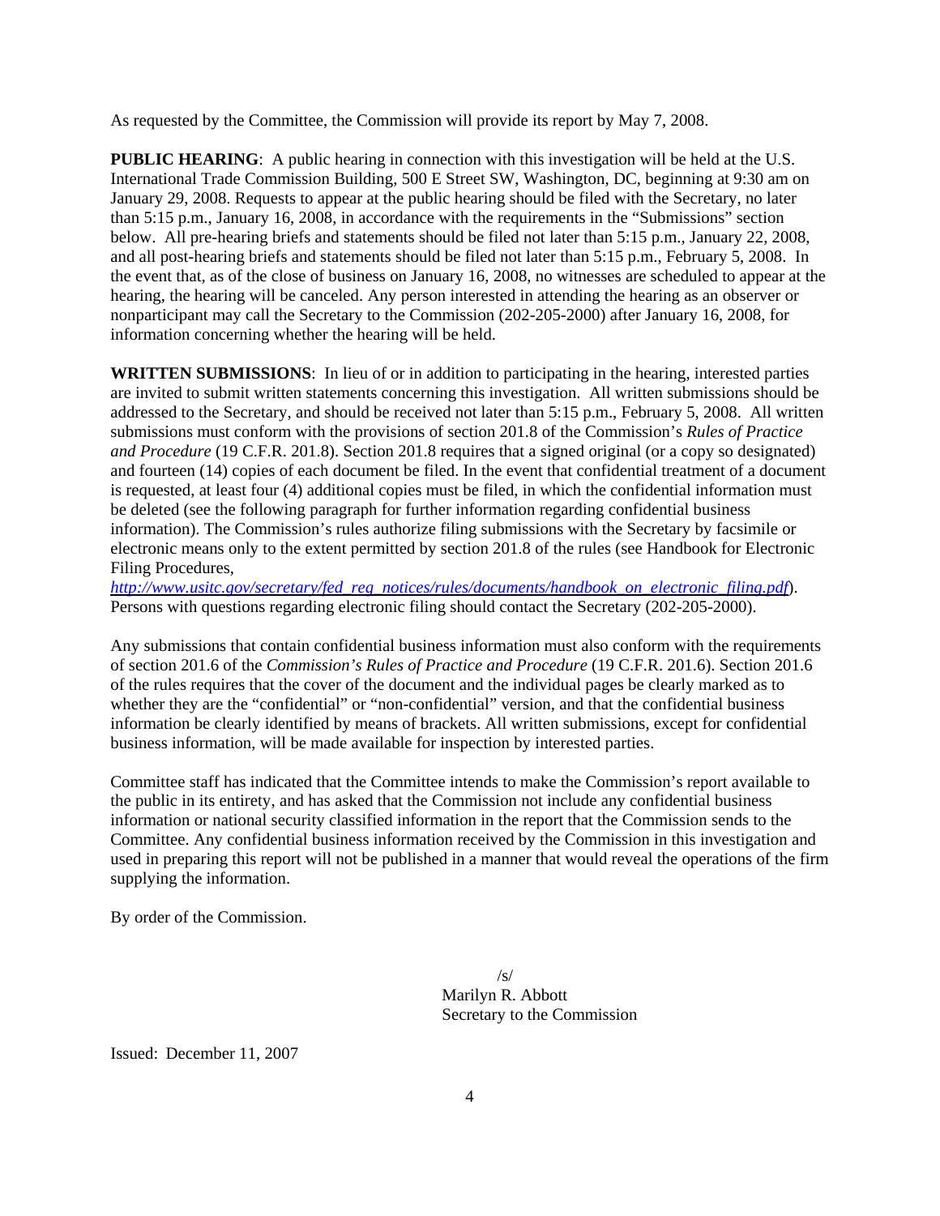As requested by the Committee, the Commission will provide its report by May 7, 2008.

**PUBLIC HEARING**: A public hearing in connection with this investigation will be held at the U.S. International Trade Commission Building, 500 E Street SW, Washington, DC, beginning at 9:30 am on January 29, 2008. Requests to appear at the public hearing should be filed with the Secretary, no later than 5:15 p.m., January 16, 2008, in accordance with the requirements in the "Submissions" section below. All pre-hearing briefs and statements should be filed not later than 5:15 p.m., January 22, 2008, and all post-hearing briefs and statements should be filed not later than 5:15 p.m., February 5, 2008. In the event that, as of the close of business on January 16, 2008, no witnesses are scheduled to appear at the hearing, the hearing will be canceled. Any person interested in attending the hearing as an observer or nonparticipant may call the Secretary to the Commission (202-205-2000) after January 16, 2008, for information concerning whether the hearing will be held.

**WRITTEN SUBMISSIONS**: In lieu of or in addition to participating in the hearing, interested parties are invited to submit written statements concerning this investigation. All written submissions should be addressed to the Secretary, and should be received not later than 5:15 p.m., February 5, 2008. All written submissions must conform with the provisions of section 201.8 of the Commission's *Rules of Practice and Procedure* (19 C.F.R. 201.8). Section 201.8 requires that a signed original (or a copy so designated) and fourteen (14) copies of each document be filed. In the event that confidential treatment of a document is requested, at least four (4) additional copies must be filed, in which the confidential information must be deleted (see the following paragraph for further information regarding confidential business information). The Commission's rules authorize filing submissions with the Secretary by facsimile or electronic means only to the extent permitted by section 201.8 of the rules (see Handbook for Electronic Filing Procedures, *http://www.usitc.gov/secretary/fed_reg_notices/rules/documents/handbook_on_electronic_filing.pdf*). Persons with questions regarding electronic filing should contact the Secretary (202-205-2000).

Any submissions that contain confidential business information must also conform with the requirements of section 201.6 of the *Commission's Rules of Practice and Procedure* (19 C.F.R. 201.6). Section 201.6 of the rules requires that the cover of the document and the individual pages be clearly marked as to whether they are the "confidential" or "non-confidential" version, and that the confidential business information be clearly identified by means of brackets. All written submissions, except for confidential business information, will be made available for inspection by interested parties.

Committee staff has indicated that the Committee intends to make the Commission's report available to the public in its entirety, and has asked that the Commission not include any confidential business information or national security classified information in the report that the Commission sends to the Committee. Any confidential business information received by the Commission in this investigation and used in preparing this report will not be published in a manner that would reveal the operations of the firm supplying the information.

By order of the Commission.

/s/
Marilyn R. Abbott
Secretary to the Commission

Issued: December 11, 2007